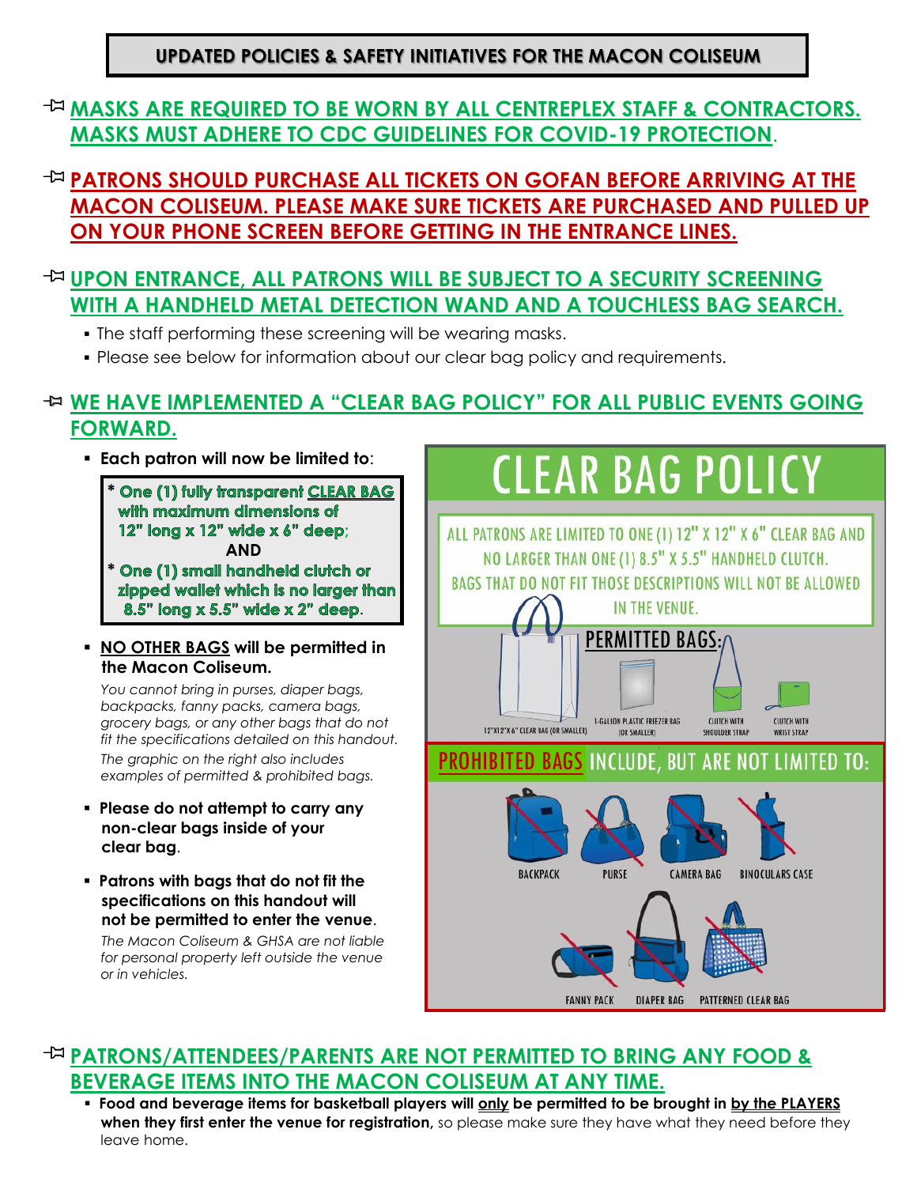# UPDATED POLICIES & SAFETY INITIATIVES FOR THE MACON COLISEUM

## MASKS ARE REQUIRED TO BE WORN BY ALL CENTREPLEX STAFF & CONTRACTORS. MASKS MUST ADHERE TO CDC GUIDELINES FOR COVID-19 PROTECTION.

## PATRONS SHOULD PURCHASE ALL TICKETS ON GOFAN BEFORE ARRIVING AT THE MACON COLISEUM. PLEASE MAKE SURE TICKETS ARE PURCHASED AND PULLED UP ON YOUR PHONE SCREEN BEFORE GETTING IN THE ENTRANCE LINES.

## UPON ENTRANCE, ALL PATRONS WILL BE SUBJECT TO A SECURITY SCREENING WITH A HANDHELD METAL DETECTION WAND AND A TOUCHLESS BAG SEARCH.

- The staff performing these screening will be wearing masks.
- Please see below for information about our clear bag policy and requirements.

## WE HAVE IMPLEMENTED A "CLEAR BAG POLICY" FOR ALL PUBLIC EVENTS GOING FORWARD.

- **Each patron will now be limited to**:

  **\* One (1) fully transparent CLEAR BAG with maximum dimensions of 12" long x 12" wide x 6" deep;**
  **AND**
  **\* One (1) small handheld clutch or zipped wallet which is no larger than 8.5" long x 5.5" wide x 2" deep.**

- **NO OTHER BAGS will be permitted in the Macon Coliseum.**

  *You cannot bring in purses, diaper bags, backpacks, fanny packs, camera bags, grocery bags, or any other bags that do not fit the specifications detailed on this handout.*

  *The graphic on the right also includes examples of permitted & prohibited bags.*

- **Please do not attempt to carry any non-clear bags inside of your clear bag.**

- **Patrons with bags that do not fit the specifications on this handout will not be permitted to enter the venue.**

  *The Macon Coliseum & GHSA are not liable for personal property left outside the venue or in vehicles.*

### CLEAR BAG POLICY

ALL PATRONS ARE LIMITED TO ONE (1) 12" X 12" X 6" CLEAR BAG AND NO LARGER THAN ONE (1) 8.5" X 5.5" HANDHELD CLUTCH. BAGS THAT DO NOT FIT THOSE DESCRIPTIONS WILL NOT BE ALLOWED IN THE VENUE.

PERMITTED BAGS:
- 12"X12"X6" CLEAR BAG (OR SMALLER)
- 1-GALLON PLASTIC FREEZER BAG (OR SMALLER)
- CLUTCH WITH SHOULDER STRAP
- CLUTCH WITH WRIST STRAP

PROHIBITED BAGS INCLUDE, BUT ARE NOT LIMITED TO:
- BACKPACK
- PURSE
- CAMERA BAG
- BINOCULARS CASE
- FANNY PACK
- DIAPER BAG
- PATTERNED CLEAR BAG

## PATRONS/ATTENDEES/PARENTS ARE NOT PERMITTED TO BRING ANY FOOD & BEVERAGE ITEMS INTO THE MACON COLISEUM AT ANY TIME.

- **Food and beverage items for basketball players will only be permitted to be brought in by the PLAYERS when they first enter the venue for registration,** so please make sure they have what they need before they leave home.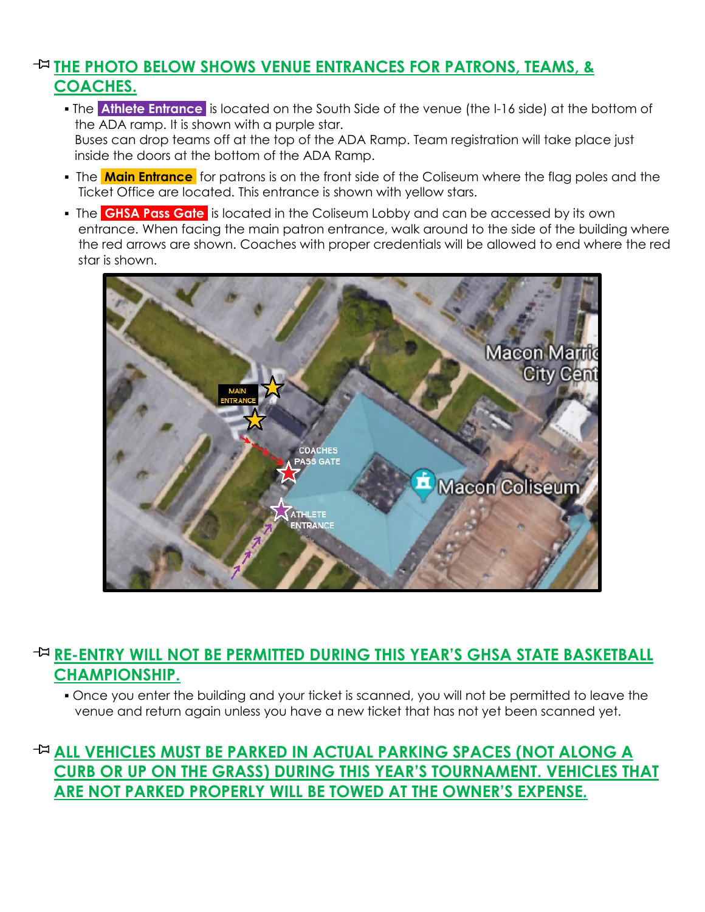## THE PHOTO BELOW SHOWS VENUE ENTRANCES FOR PATRONS, TEAMS, & COACHES.

- The **Athlete Entrance** is located on the South Side of the venue (the I-16 side) at the bottom of the ADA ramp. It is shown with a purple star.
  Buses can drop teams off at the top of the ADA Ramp. Team registration will take place just inside the doors at the bottom of the ADA Ramp.
- The **Main Entrance** for patrons is on the front side of the Coliseum where the flag poles and the Ticket Office are located. This entrance is shown with yellow stars.
- The **GHSA Pass Gate** is located in the Coliseum Lobby and can be accessed by its own entrance. When facing the main patron entrance, walk around to the side of the building where the red arrows are shown. Coaches with proper credentials will be allowed to end where the red star is shown.

MAIN ENTRANCE

COACHES PASS GATE

ATHLETE ENTRANCE

Macon Marric City Cent

Macon Coliseum

## RE-ENTRY WILL NOT BE PERMITTED DURING THIS YEAR'S GHSA STATE BASKETBALL CHAMPIONSHIP.

- Once you enter the building and your ticket is scanned, you will not be permitted to leave the venue and return again unless you have a new ticket that has not yet been scanned yet.

## ALL VEHICLES MUST BE PARKED IN ACTUAL PARKING SPACES (NOT ALONG A CURB OR UP ON THE GRASS) DURING THIS YEAR'S TOURNAMENT. VEHICLES THAT ARE NOT PARKED PROPERLY WILL BE TOWED AT THE OWNER'S EXPENSE.